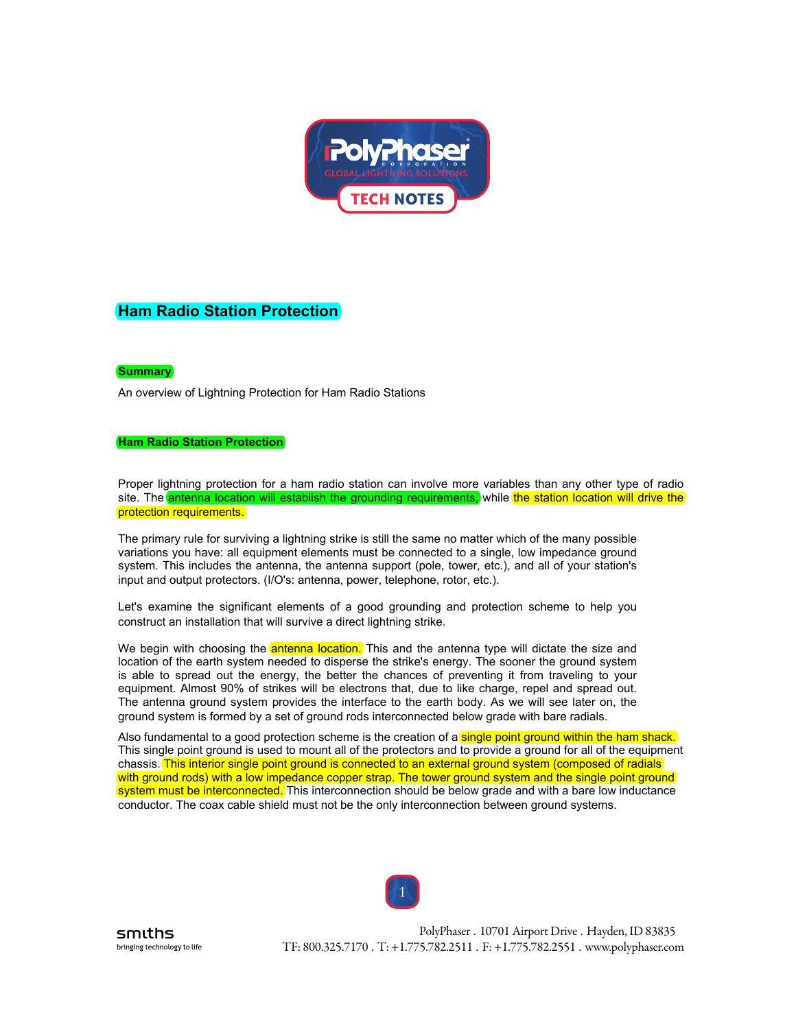# Ham Radio Station Protection

## Summary

An overview of Lightning Protection for Ham Radio Stations

## Ham Radio Station Protection

Proper lightning protection for a ham radio station can involve more variables than any other type of radio site. The antenna location will establish the grounding requirements, while the station location will drive the protection requirements.

The primary rule for surviving a lightning strike is still the same no matter which of the many possible variations you have: all equipment elements must be connected to a single, low impedance ground system. This includes the antenna, the antenna support (pole, tower, etc.), and all of your station's input and output protectors. (I/O's: antenna, power, telephone, rotor, etc.).

Let's examine the significant elements of a good grounding and protection scheme to help you construct an installation that will survive a direct lightning strike.

We begin with choosing the antenna location. This and the antenna type will dictate the size and location of the earth system needed to disperse the strike's energy. The sooner the ground system is able to spread out the energy, the better the chances of preventing it from traveling to your equipment. Almost 90% of strikes will be electrons that, due to like charge, repel and spread out. The antenna ground system provides the interface to the earth body. As we will see later on, the ground system is formed by a set of ground rods interconnected below grade with bare radials.

Also fundamental to a good protection scheme is the creation of a single point ground within the ham shack. This single point ground is used to mount all of the protectors and to provide a ground for all of the equipment chassis. This interior single point ground is connected to an external ground system (composed of radials with ground rods) with a low impedance copper strap. The tower ground system and the single point ground system must be interconnected. This interconnection should be below grade and with a bare low inductance conductor. The coax cable shield must not be the only interconnection between ground systems.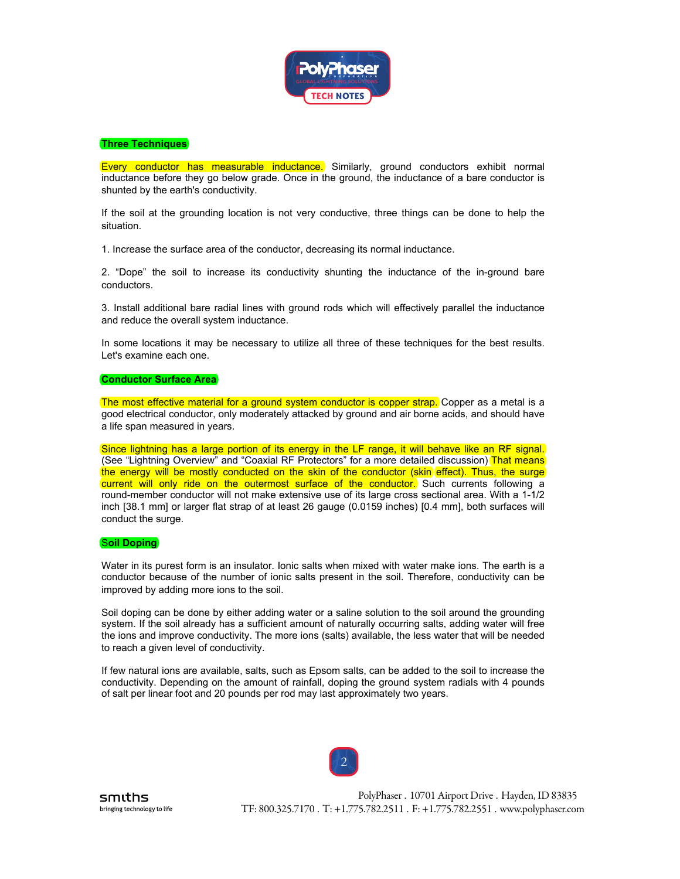## Three Techniques

Every conductor has measurable inductance. Similarly, ground conductors exhibit normal inductance before they go below grade. Once in the ground, the inductance of a bare conductor is shunted by the earth's conductivity.

If the soil at the grounding location is not very conductive, three things can be done to help the situation.

1. Increase the surface area of the conductor, decreasing its normal inductance.

2. “Dope” the soil to increase its conductivity shunting the inductance of the in-ground bare conductors.

3. Install additional bare radial lines with ground rods which will effectively parallel the inductance and reduce the overall system inductance.

In some locations it may be necessary to utilize all three of these techniques for the best results. Let's examine each one.

## Conductor Surface Area

The most effective material for a ground system conductor is copper strap. Copper as a metal is a good electrical conductor, only moderately attacked by ground and air borne acids, and should have a life span measured in years.

Since lightning has a large portion of its energy in the LF range, it will behave like an RF signal. (See “Lightning Overview” and “Coaxial RF Protectors” for a more detailed discussion) That means the energy will be mostly conducted on the skin of the conductor (skin effect). Thus, the surge current will only ride on the outermost surface of the conductor. Such currents following a round-member conductor will not make extensive use of its large cross sectional area. With a 1-1/2 inch [38.1 mm] or larger flat strap of at least 26 gauge (0.0159 inches) [0.4 mm], both surfaces will conduct the surge.

## Soil Doping

Water in its purest form is an insulator. Ionic salts when mixed with water make ions. The earth is a conductor because of the number of ionic salts present in the soil. Therefore, conductivity can be improved by adding more ions to the soil.

Soil doping can be done by either adding water or a saline solution to the soil around the grounding system. If the soil already has a sufficient amount of naturally occurring salts, adding water will free the ions and improve conductivity. The more ions (salts) available, the less water that will be needed to reach a given level of conductivity.

If few natural ions are available, salts, such as Epsom salts, can be added to the soil to increase the conductivity. Depending on the amount of rainfall, doping the ground system radials with 4 pounds of salt per linear foot and 20 pounds per rod may last approximately two years.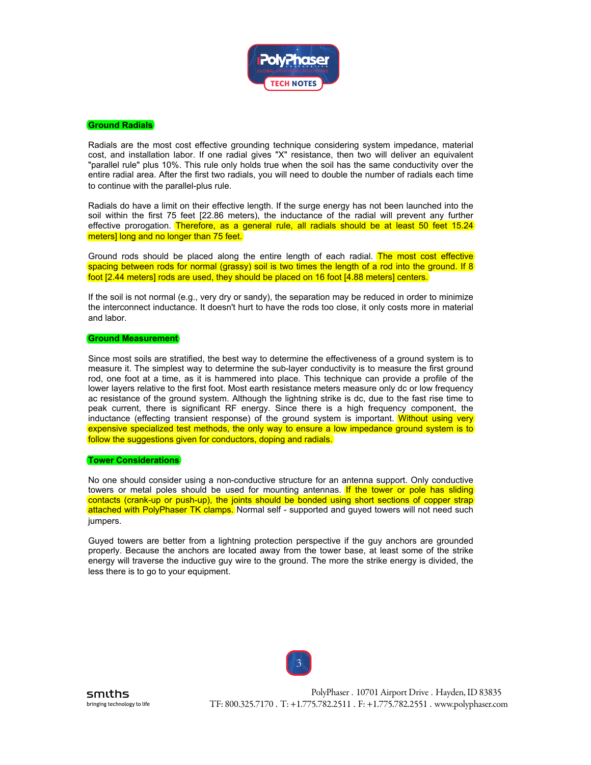## Ground Radials

Radials are the most cost effective grounding technique considering system impedance, material cost, and installation labor. If one radial gives "X" resistance, then two will deliver an equivalent "parallel rule" plus 10%. This rule only holds true when the soil has the same conductivity over the entire radial area. After the first two radials, you will need to double the number of radials each time to continue with the parallel-plus rule.

Radials do have a limit on their effective length. If the surge energy has not been launched into the soil within the first 75 feet [22.86 meters), the inductance of the radial will prevent any further effective prorogation. Therefore, as a general rule, all radials should be at least 50 feet 15.24 meters] long and no longer than 75 feet.

Ground rods should be placed along the entire length of each radial. The most cost effective spacing between rods for normal (grassy) soil is two times the length of a rod into the ground. If 8 foot [2.44 meters] rods are used, they should be placed on 16 foot [4.88 meters] centers.

If the soil is not normal (e.g., very dry or sandy), the separation may be reduced in order to minimize the interconnect inductance. It doesn't hurt to have the rods too close, it only costs more in material and labor.

## Ground Measurement

Since most soils are stratified, the best way to determine the effectiveness of a ground system is to measure it. The simplest way to determine the sub-layer conductivity is to measure the first ground rod, one foot at a time, as it is hammered into place. This technique can provide a profile of the lower layers relative to the first foot. Most earth resistance meters measure only dc or low frequency ac resistance of the ground system. Although the lightning strike is dc, due to the fast rise time to peak current, there is significant RF energy. Since there is a high frequency component, the inductance (effecting transient response) of the ground system is important. Without using very expensive specialized test methods, the only way to ensure a low impedance ground system is to follow the suggestions given for conductors, doping and radials.

## Tower Considerations

No one should consider using a non-conductive structure for an antenna support. Only conductive towers or metal poles should be used for mounting antennas. If the tower or pole has sliding contacts (crank-up or push-up), the joints should be bonded using short sections of copper strap attached with PolyPhaser TK clamps. Normal self - supported and guyed towers will not need such jumpers.

Guyed towers are better from a lightning protection perspective if the guy anchors are grounded properly. Because the anchors are located away from the tower base, at least some of the strike energy will traverse the inductive guy wire to the ground. The more the strike energy is divided, the less there is to go to your equipment.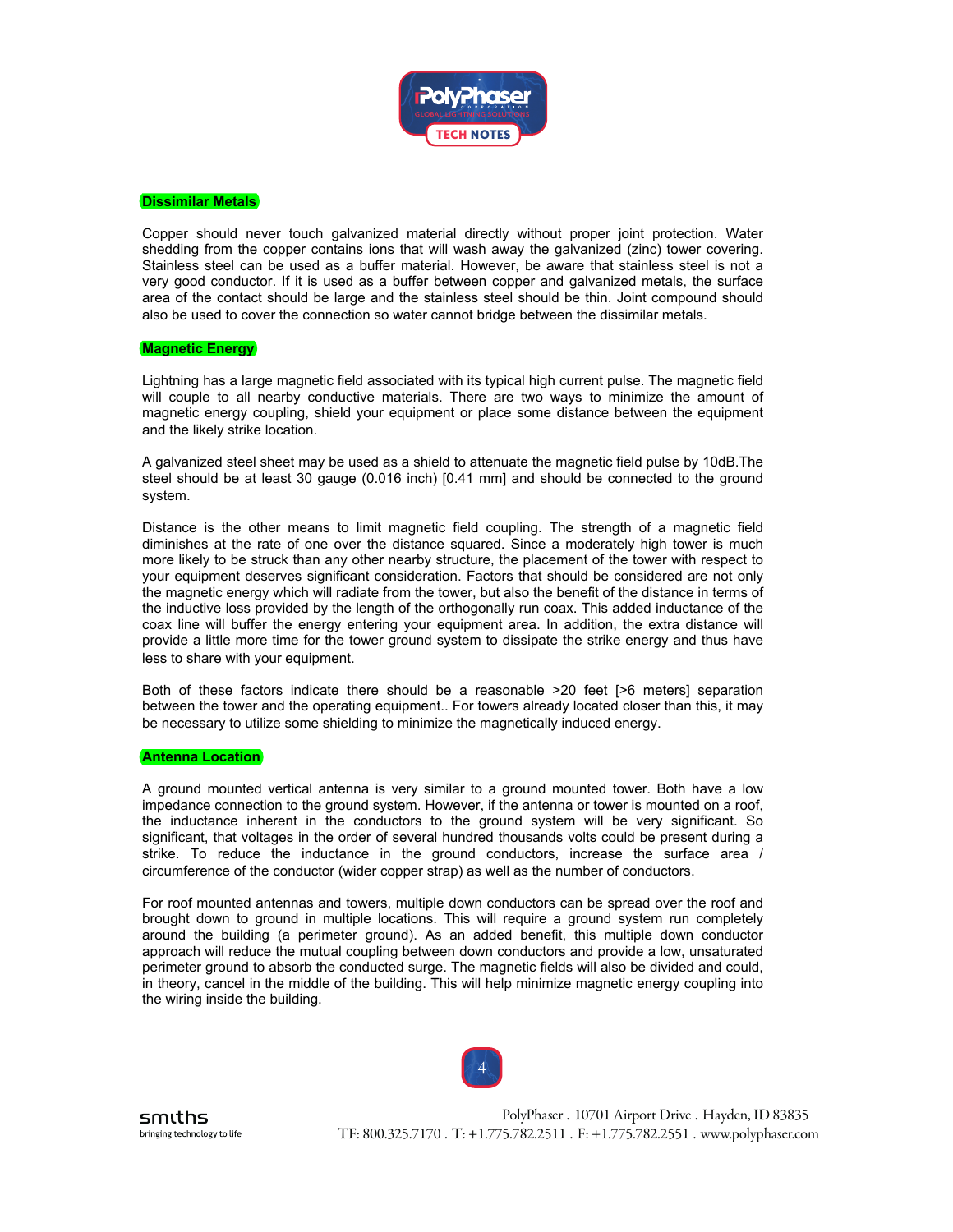## Dissimilar Metals

Copper should never touch galvanized material directly without proper joint protection. Water shedding from the copper contains ions that will wash away the galvanized (zinc) tower covering. Stainless steel can be used as a buffer material. However, be aware that stainless steel is not a very good conductor. If it is used as a buffer between copper and galvanized metals, the surface area of the contact should be large and the stainless steel should be thin. Joint compound should also be used to cover the connection so water cannot bridge between the dissimilar metals.

## Magnetic Energy

Lightning has a large magnetic field associated with its typical high current pulse. The magnetic field will couple to all nearby conductive materials. There are two ways to minimize the amount of magnetic energy coupling, shield your equipment or place some distance between the equipment and the likely strike location.

A galvanized steel sheet may be used as a shield to attenuate the magnetic field pulse by 10dB.The steel should be at least 30 gauge (0.016 inch) [0.41 mm] and should be connected to the ground system.

Distance is the other means to limit magnetic field coupling. The strength of a magnetic field diminishes at the rate of one over the distance squared. Since a moderately high tower is much more likely to be struck than any other nearby structure, the placement of the tower with respect to your equipment deserves significant consideration. Factors that should be considered are not only the magnetic energy which will radiate from the tower, but also the benefit of the distance in terms of the inductive loss provided by the length of the orthogonally run coax. This added inductance of the coax line will buffer the energy entering your equipment area. In addition, the extra distance will provide a little more time for the tower ground system to dissipate the strike energy and thus have less to share with your equipment.

Both of these factors indicate there should be a reasonable >20 feet [>6 meters] separation between the tower and the operating equipment.. For towers already located closer than this, it may be necessary to utilize some shielding to minimize the magnetically induced energy.

## Antenna Location

A ground mounted vertical antenna is very similar to a ground mounted tower. Both have a low impedance connection to the ground system. However, if the antenna or tower is mounted on a roof, the inductance inherent in the conductors to the ground system will be very significant. So significant, that voltages in the order of several hundred thousands volts could be present during a strike. To reduce the inductance in the ground conductors, increase the surface area / circumference of the conductor (wider copper strap) as well as the number of conductors.

For roof mounted antennas and towers, multiple down conductors can be spread over the roof and brought down to ground in multiple locations. This will require a ground system run completely around the building (a perimeter ground). As an added benefit, this multiple down conductor approach will reduce the mutual coupling between down conductors and provide a low, unsaturated perimeter ground to absorb the conducted surge. The magnetic fields will also be divided and could, in theory, cancel in the middle of the building. This will help minimize magnetic energy coupling into the wiring inside the building.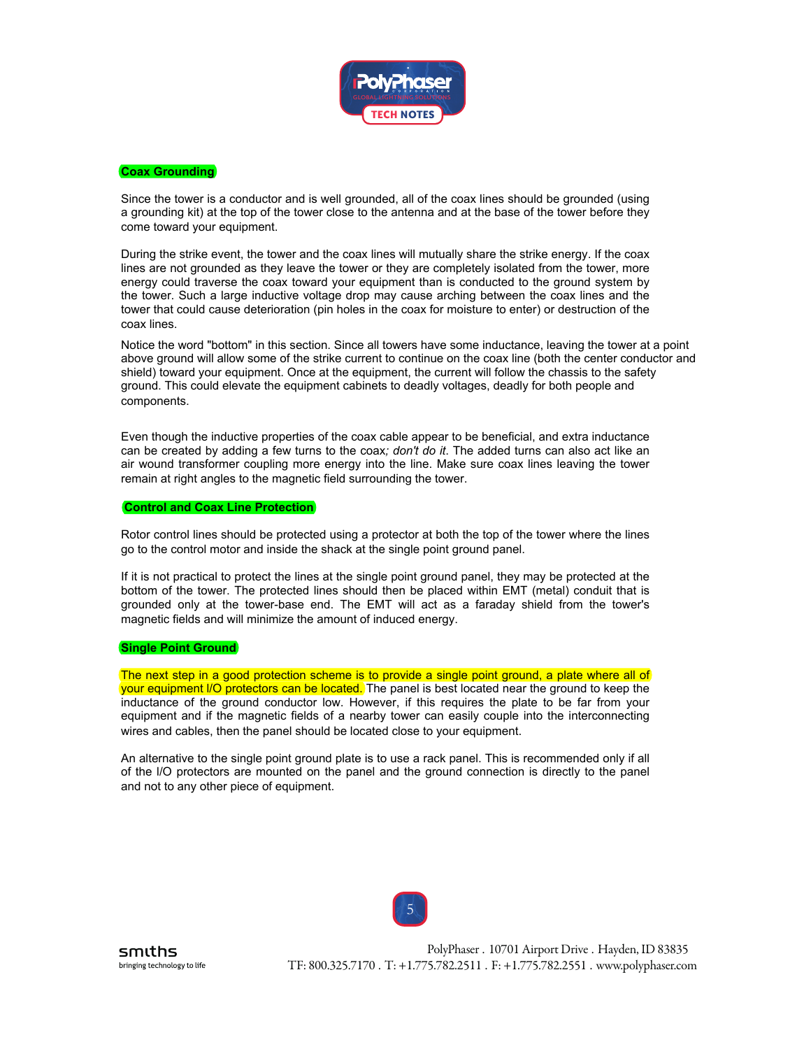## Coax Grounding

Since the tower is a conductor and is well grounded, all of the coax lines should be grounded (using a grounding kit) at the top of the tower close to the antenna and at the base of the tower before they come toward your equipment.

During the strike event, the tower and the coax lines will mutually share the strike energy. If the coax lines are not grounded as they leave the tower or they are completely isolated from the tower, more energy could traverse the coax toward your equipment than is conducted to the ground system by the tower. Such a large inductive voltage drop may cause arching between the coax lines and the tower that could cause deterioration (pin holes in the coax for moisture to enter) or destruction of the coax lines.

Notice the word "bottom" in this section. Since all towers have some inductance, leaving the tower at a point above ground will allow some of the strike current to continue on the coax line (both the center conductor and shield) toward your equipment. Once at the equipment, the current will follow the chassis to the safety ground. This could elevate the equipment cabinets to deadly voltages, deadly for both people and components.

Even though the inductive properties of the coax cable appear to be beneficial, and extra inductance can be created by adding a few turns to the coax*; don't do it*. The added turns can also act like an air wound transformer coupling more energy into the line. Make sure coax lines leaving the tower remain at right angles to the magnetic field surrounding the tower.

## Control and Coax Line Protection

Rotor control lines should be protected using a protector at both the top of the tower where the lines go to the control motor and inside the shack at the single point ground panel.

If it is not practical to protect the lines at the single point ground panel, they may be protected at the bottom of the tower. The protected lines should then be placed within EMT (metal) conduit that is grounded only at the tower-base end. The EMT will act as a faraday shield from the tower's magnetic fields and will minimize the amount of induced energy.

## Single Point Ground

The next step in a good protection scheme is to provide a single point ground, a plate where all of your equipment I/O protectors can be located. The panel is best located near the ground to keep the inductance of the ground conductor low. However, if this requires the plate to be far from your equipment and if the magnetic fields of a nearby tower can easily couple into the interconnecting wires and cables, then the panel should be located close to your equipment.

An alternative to the single point ground plate is to use a rack panel. This is recommended only if all of the I/O protectors are mounted on the panel and the ground connection is directly to the panel and not to any other piece of equipment.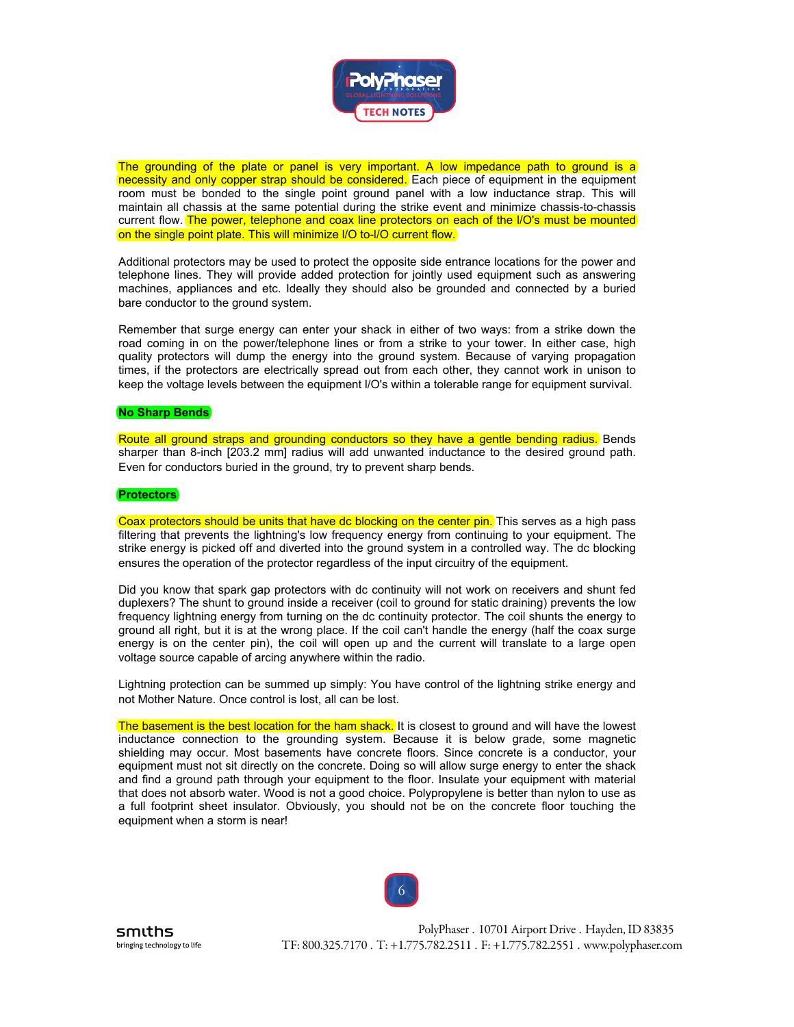The grounding of the plate or panel is very important. A low impedance path to ground is a necessity and only copper strap should be considered. Each piece of equipment in the equipment room must be bonded to the single point ground panel with a low inductance strap. This will maintain all chassis at the same potential during the strike event and minimize chassis-to-chassis current flow. The power, telephone and coax line protectors on each of the I/O's must be mounted on the single point plate. This will minimize I/O to-I/O current flow.

Additional protectors may be used to protect the opposite side entrance locations for the power and telephone lines. They will provide added protection for jointly used equipment such as answering machines, appliances and etc. Ideally they should also be grounded and connected by a buried bare conductor to the ground system.

Remember that surge energy can enter your shack in either of two ways: from a strike down the road coming in on the power/telephone lines or from a strike to your tower. In either case, high quality protectors will dump the energy into the ground system. Because of varying propagation times, if the protectors are electrically spread out from each other, they cannot work in unison to keep the voltage levels between the equipment I/O's within a tolerable range for equipment survival.

## No Sharp Bends

Route all ground straps and grounding conductors so they have a gentle bending radius. Bends sharper than 8-inch [203.2 mm] radius will add unwanted inductance to the desired ground path. Even for conductors buried in the ground, try to prevent sharp bends.

## Protectors

Coax protectors should be units that have dc blocking on the center pin. This serves as a high pass filtering that prevents the lightning's low frequency energy from continuing to your equipment. The strike energy is picked off and diverted into the ground system in a controlled way. The dc blocking ensures the operation of the protector regardless of the input circuitry of the equipment.

Did you know that spark gap protectors with dc continuity will not work on receivers and shunt fed duplexers? The shunt to ground inside a receiver (coil to ground for static draining) prevents the low frequency lightning energy from turning on the dc continuity protector. The coil shunts the energy to ground all right, but it is at the wrong place. If the coil can't handle the energy (half the coax surge energy is on the center pin), the coil will open up and the current will translate to a large open voltage source capable of arcing anywhere within the radio.

Lightning protection can be summed up simply: You have control of the lightning strike energy and not Mother Nature. Once control is lost, all can be lost.

The basement is the best location for the ham shack. It is closest to ground and will have the lowest inductance connection to the grounding system. Because it is below grade, some magnetic shielding may occur. Most basements have concrete floors. Since concrete is a conductor, your equipment must not sit directly on the concrete. Doing so will allow surge energy to enter the shack and find a ground path through your equipment to the floor. Insulate your equipment with material that does not absorb water. Wood is not a good choice. Polypropylene is better than nylon to use as a full footprint sheet insulator. Obviously, you should not be on the concrete floor touching the equipment when a storm is near!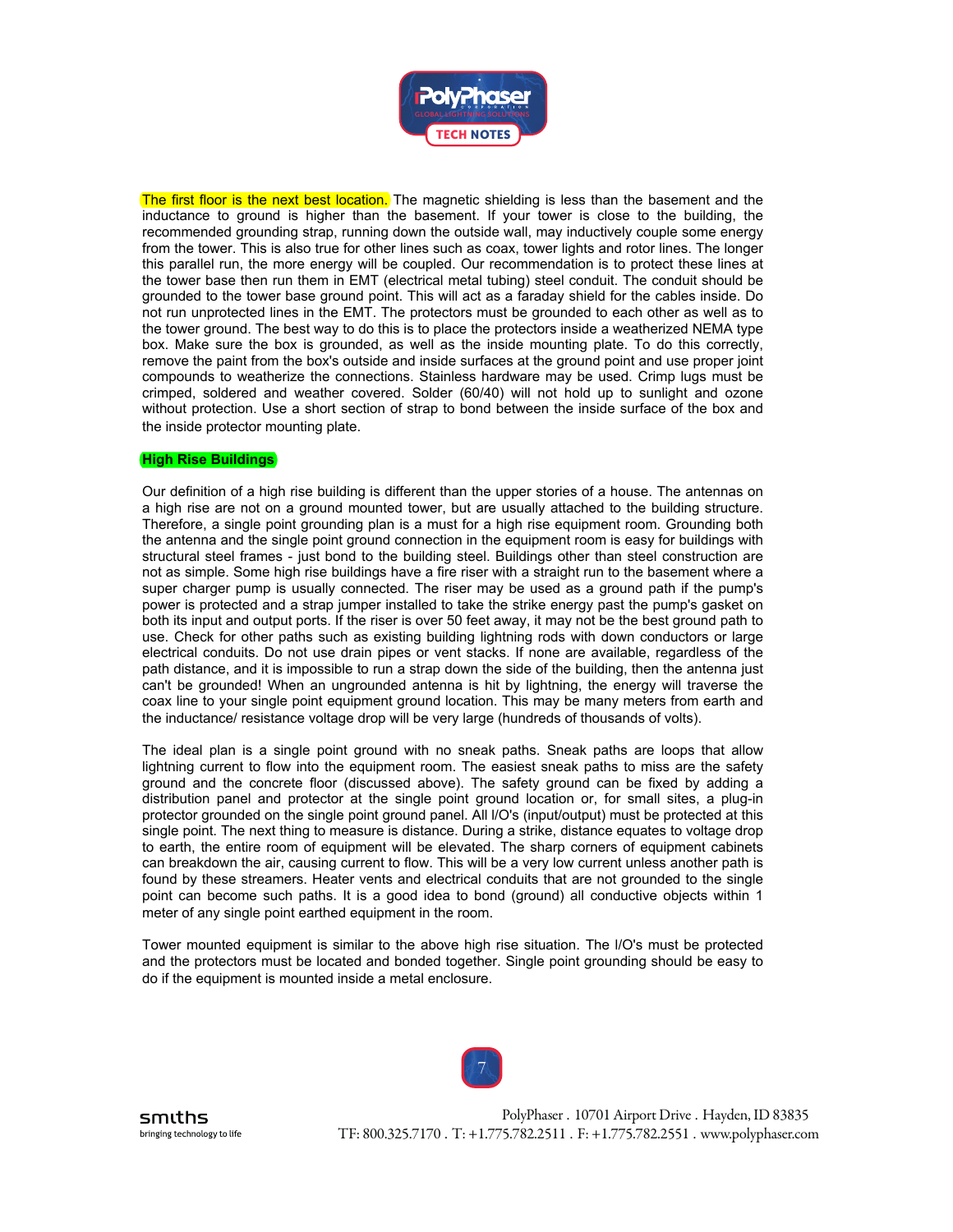The first floor is the next best location. The magnetic shielding is less than the basement and the inductance to ground is higher than the basement. If your tower is close to the building, the recommended grounding strap, running down the outside wall, may inductively couple some energy from the tower. This is also true for other lines such as coax, tower lights and rotor lines. The longer this parallel run, the more energy will be coupled. Our recommendation is to protect these lines at the tower base then run them in EMT (electrical metal tubing) steel conduit. The conduit should be grounded to the tower base ground point. This will act as a faraday shield for the cables inside. Do not run unprotected lines in the EMT. The protectors must be grounded to each other as well as to the tower ground. The best way to do this is to place the protectors inside a weatherized NEMA type box. Make sure the box is grounded, as well as the inside mounting plate. To do this correctly, remove the paint from the box's outside and inside surfaces at the ground point and use proper joint compounds to weatherize the connections. Stainless hardware may be used. Crimp lugs must be crimped, soldered and weather covered. Solder (60/40) will not hold up to sunlight and ozone without protection. Use a short section of strap to bond between the inside surface of the box and the inside protector mounting plate.

**High Rise Buildings**

Our definition of a high rise building is different than the upper stories of a house. The antennas on a high rise are not on a ground mounted tower, but are usually attached to the building structure. Therefore, a single point grounding plan is a must for a high rise equipment room. Grounding both the antenna and the single point ground connection in the equipment room is easy for buildings with structural steel frames - just bond to the building steel. Buildings other than steel construction are not as simple. Some high rise buildings have a fire riser with a straight run to the basement where a super charger pump is usually connected. The riser may be used as a ground path if the pump's power is protected and a strap jumper installed to take the strike energy past the pump's gasket on both its input and output ports. If the riser is over 50 feet away, it may not be the best ground path to use. Check for other paths such as existing building lightning rods with down conductors or large electrical conduits. Do not use drain pipes or vent stacks. If none are available, regardless of the path distance, and it is impossible to run a strap down the side of the building, then the antenna just can't be grounded! When an ungrounded antenna is hit by lightning, the energy will traverse the coax line to your single point equipment ground location. This may be many meters from earth and the inductance/ resistance voltage drop will be very large (hundreds of thousands of volts).

The ideal plan is a single point ground with no sneak paths. Sneak paths are loops that allow lightning current to flow into the equipment room. The easiest sneak paths to miss are the safety ground and the concrete floor (discussed above). The safety ground can be fixed by adding a distribution panel and protector at the single point ground location or, for small sites, a plug-in protector grounded on the single point ground panel. All I/O's (input/output) must be protected at this single point. The next thing to measure is distance. During a strike, distance equates to voltage drop to earth, the entire room of equipment will be elevated. The sharp corners of equipment cabinets can breakdown the air, causing current to flow. This will be a very low current unless another path is found by these streamers. Heater vents and electrical conduits that are not grounded to the single point can become such paths. It is a good idea to bond (ground) all conductive objects within 1 meter of any single point earthed equipment in the room.

Tower mounted equipment is similar to the above high rise situation. The I/O's must be protected and the protectors must be located and bonded together. Single point grounding should be easy to do if the equipment is mounted inside a metal enclosure.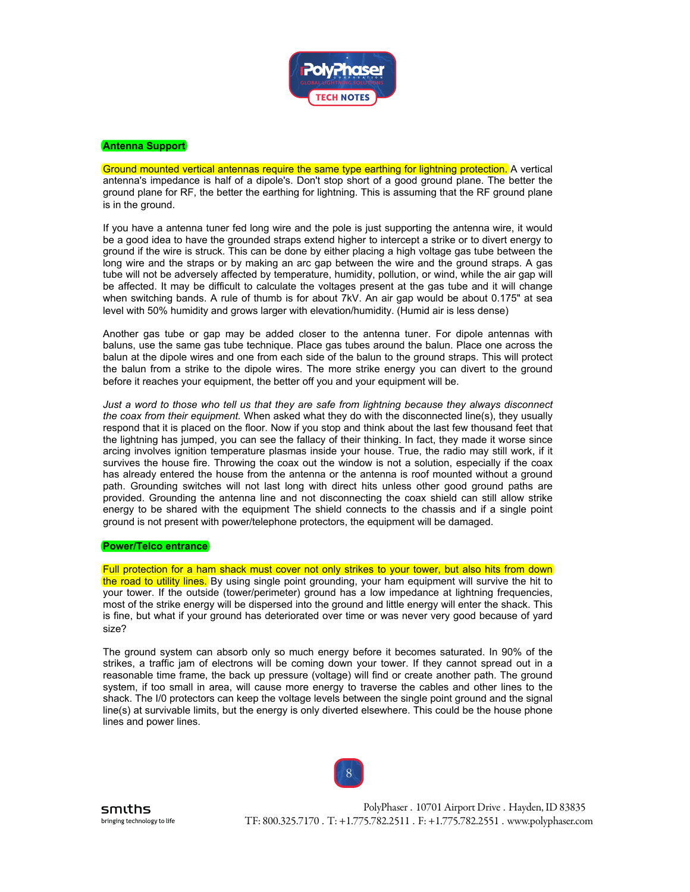## Antenna Support

Ground mounted vertical antennas require the same type earthing for lightning protection. A vertical antenna's impedance is half of a dipole's. Don't stop short of a good ground plane. The better the ground plane for RF, the better the earthing for lightning. This is assuming that the RF ground plane is in the ground.

If you have a antenna tuner fed long wire and the pole is just supporting the antenna wire, it would be a good idea to have the grounded straps extend higher to intercept a strike or to divert energy to ground if the wire is struck. This can be done by either placing a high voltage gas tube between the long wire and the straps or by making an arc gap between the wire and the ground straps. A gas tube will not be adversely affected by temperature, humidity, pollution, or wind, while the air gap will be affected. It may be difficult to calculate the voltages present at the gas tube and it will change when switching bands. A rule of thumb is for about 7kV. An air gap would be about 0.175" at sea level with 50% humidity and grows larger with elevation/humidity. (Humid air is less dense)

Another gas tube or gap may be added closer to the antenna tuner. For dipole antennas with baluns, use the same gas tube technique. Place gas tubes around the balun. Place one across the balun at the dipole wires and one from each side of the balun to the ground straps. This will protect the balun from a strike to the dipole wires. The more strike energy you can divert to the ground before it reaches your equipment, the better off you and your equipment will be.

*Just a word to those who tell us that they are safe from lightning because they always disconnect the coax from their equipment.* When asked what they do with the disconnected line(s), they usually respond that it is placed on the floor. Now if you stop and think about the last few thousand feet that the lightning has jumped, you can see the fallacy of their thinking. In fact, they made it worse since arcing involves ignition temperature plasmas inside your house. True, the radio may still work, if it survives the house fire. Throwing the coax out the window is not a solution, especially if the coax has already entered the house from the antenna or the antenna is roof mounted without a ground path. Grounding switches will not last long with direct hits unless other good ground paths are provided. Grounding the antenna line and not disconnecting the coax shield can still allow strike energy to be shared with the equipment The shield connects to the chassis and if a single point ground is not present with power/telephone protectors, the equipment will be damaged.

## Power/Telco entrance

Full protection for a ham shack must cover not only strikes to your tower, but also hits from down the road to utility lines. By using single point grounding, your ham equipment will survive the hit to your tower. If the outside (tower/perimeter) ground has a low impedance at lightning frequencies, most of the strike energy will be dispersed into the ground and little energy will enter the shack. This is fine, but what if your ground has deteriorated over time or was never very good because of yard size?

The ground system can absorb only so much energy before it becomes saturated. In 90% of the strikes, a traffic jam of electrons will be coming down your tower. If they cannot spread out in a reasonable time frame, the back up pressure (voltage) will find or create another path. The ground system, if too small in area, will cause more energy to traverse the cables and other lines to the shack. The I/0 protectors can keep the voltage levels between the single point ground and the signal line(s) at survivable limits, but the energy is only diverted elsewhere. This could be the house phone lines and power lines.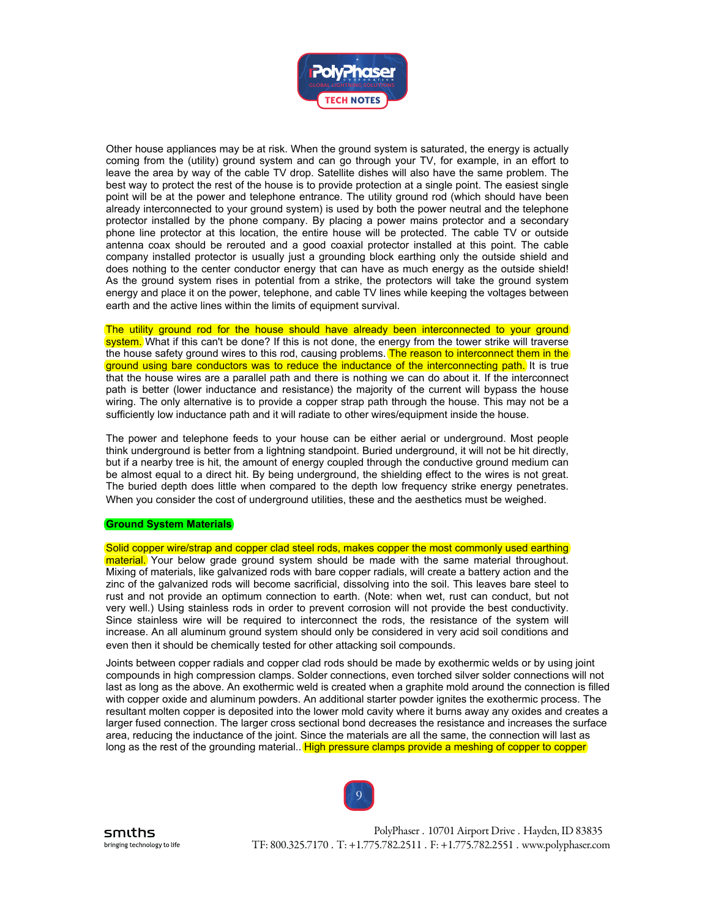Other house appliances may be at risk. When the ground system is saturated, the energy is actually coming from the (utility) ground system and can go through your TV, for example, in an effort to leave the area by way of the cable TV drop. Satellite dishes will also have the same problem. The best way to protect the rest of the house is to provide protection at a single point. The easiest single point will be at the power and telephone entrance. The utility ground rod (which should have been already interconnected to your ground system) is used by both the power neutral and the telephone protector installed by the phone company. By placing a power mains protector and a secondary phone line protector at this location, the entire house will be protected. The cable TV or outside antenna coax should be rerouted and a good coaxial protector installed at this point. The cable company installed protector is usually just a grounding block earthing only the outside shield and does nothing to the center conductor energy that can have as much energy as the outside shield! As the ground system rises in potential from a strike, the protectors will take the ground system energy and place it on the power, telephone, and cable TV lines while keeping the voltages between earth and the active lines within the limits of equipment survival.

The utility ground rod for the house should have already been interconnected to your ground system. What if this can't be done? If this is not done, the energy from the tower strike will traverse the house safety ground wires to this rod, causing problems. The reason to interconnect them in the ground using bare conductors was to reduce the inductance of the interconnecting path. It is true that the house wires are a parallel path and there is nothing we can do about it. If the interconnect path is better (lower inductance and resistance) the majority of the current will bypass the house wiring. The only alternative is to provide a copper strap path through the house. This may not be a sufficiently low inductance path and it will radiate to other wires/equipment inside the house.

The power and telephone feeds to your house can be either aerial or underground. Most people think underground is better from a lightning standpoint. Buried underground, it will not be hit directly, but if a nearby tree is hit, the amount of energy coupled through the conductive ground medium can be almost equal to a direct hit. By being underground, the shielding effect to the wires is not great. The buried depth does little when compared to the depth low frequency strike energy penetrates. When you consider the cost of underground utilities, these and the aesthetics must be weighed.

**Ground System Materials**

Solid copper wire/strap and copper clad steel rods, makes copper the most commonly used earthing material. Your below grade ground system should be made with the same material throughout. Mixing of materials, like galvanized rods with bare copper radials, will create a battery action and the zinc of the galvanized rods will become sacrificial, dissolving into the soil. This leaves bare steel to rust and not provide an optimum connection to earth. (Note: when wet, rust can conduct, but not very well.) Using stainless rods in order to prevent corrosion will not provide the best conductivity. Since stainless wire will be required to interconnect the rods, the resistance of the system will increase. An all aluminum ground system should only be considered in very acid soil conditions and even then it should be chemically tested for other attacking soil compounds.

Joints between copper radials and copper clad rods should be made by exothermic welds or by using joint compounds in high compression clamps. Solder connections, even torched silver solder connections will not last as long as the above. An exothermic weld is created when a graphite mold around the connection is filled with copper oxide and aluminum powders. An additional starter powder ignites the exothermic process. The resultant molten copper is deposited into the lower mold cavity where it burns away any oxides and creates a larger fused connection. The larger cross sectional bond decreases the resistance and increases the surface area, reducing the inductance of the joint. Since the materials are all the same, the connection will last as long as the rest of the grounding material.. High pressure clamps provide a meshing of copper to copper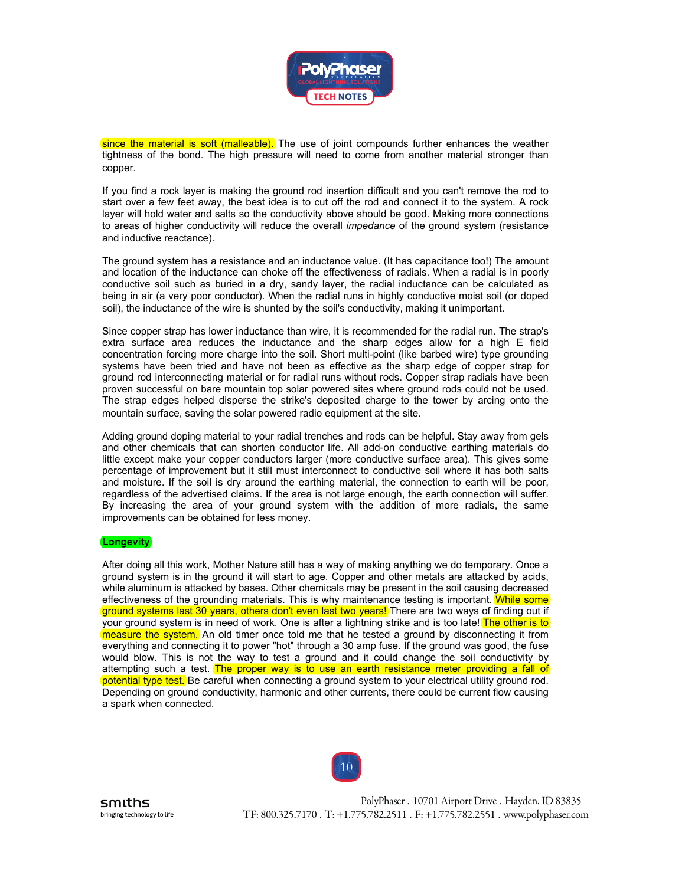since the material is soft (malleable). The use of joint compounds further enhances the weather tightness of the bond. The high pressure will need to come from another material stronger than copper.

If you find a rock layer is making the ground rod insertion difficult and you can't remove the rod to start over a few feet away, the best idea is to cut off the rod and connect it to the system. A rock layer will hold water and salts so the conductivity above should be good. Making more connections to areas of higher conductivity will reduce the overall *impedance* of the ground system (resistance and inductive reactance).

The ground system has a resistance and an inductance value. (It has capacitance too!) The amount and location of the inductance can choke off the effectiveness of radials. When a radial is in poorly conductive soil such as buried in a dry, sandy layer, the radial inductance can be calculated as being in air (a very poor conductor). When the radial runs in highly conductive moist soil (or doped soil), the inductance of the wire is shunted by the soil's conductivity, making it unimportant.

Since copper strap has lower inductance than wire, it is recommended for the radial run. The strap's extra surface area reduces the inductance and the sharp edges allow for a high E field concentration forcing more charge into the soil. Short multi-point (like barbed wire) type grounding systems have been tried and have not been as effective as the sharp edge of copper strap for ground rod interconnecting material or for radial runs without rods. Copper strap radials have been proven successful on bare mountain top solar powered sites where ground rods could not be used. The strap edges helped disperse the strike's deposited charge to the tower by arcing onto the mountain surface, saving the solar powered radio equipment at the site.

Adding ground doping material to your radial trenches and rods can be helpful. Stay away from gels and other chemicals that can shorten conductor life. All add-on conductive earthing materials do little except make your copper conductors larger (more conductive surface area). This gives some percentage of improvement but it still must interconnect to conductive soil where it has both salts and moisture. If the soil is dry around the earthing material, the connection to earth will be poor, regardless of the advertised claims. If the area is not large enough, the earth connection will suffer. By increasing the area of your ground system with the addition of more radials, the same improvements can be obtained for less money.

**Longevity**

After doing all this work, Mother Nature still has a way of making anything we do temporary. Once a ground system is in the ground it will start to age. Copper and other metals are attacked by acids, while aluminum is attacked by bases. Other chemicals may be present in the soil causing decreased effectiveness of the grounding materials. This is why maintenance testing is important. While some ground systems last 30 years, others don't even last two years! There are two ways of finding out if your ground system is in need of work. One is after a lightning strike and is too late! The other is to measure the system. An old timer once told me that he tested a ground by disconnecting it from everything and connecting it to power "hot" through a 30 amp fuse. If the ground was good, the fuse would blow. This is not the way to test a ground and it could change the soil conductivity by attempting such a test. The proper way is to use an earth resistance meter providing a fall of potential type test. Be careful when connecting a ground system to your electrical utility ground rod. Depending on ground conductivity, harmonic and other currents, there could be current flow causing a spark when connected.